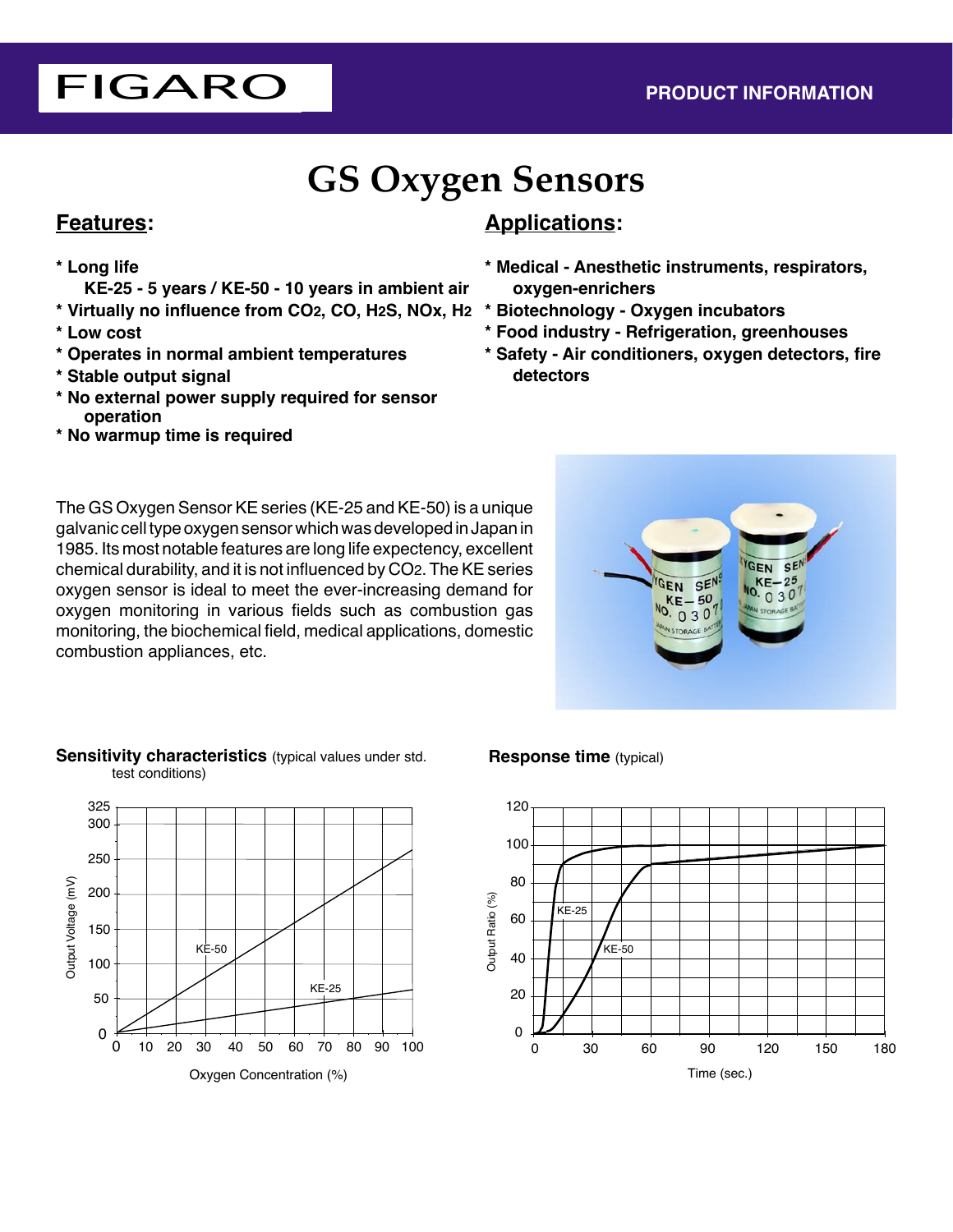FIGARO

PRODUCT INFORMATION

# GS Oxygen Sensors

## Features:

* Long life
  KE-25 - 5 years / KE-50 - 10 years in ambient air
* Virtually no influence from $CO_2$, CO, $H_2S$, NOx, $H_2$
* Low cost
* Operates in normal ambient temperatures
* Stable output signal
* No external power supply required for sensor operation
* No warmup time is required

## Applications:

* Medical - Anesthetic instruments, respirators, oxygen-enrichers
* Biotechnology - Oxygen incubators
* Food industry - Refrigeration, greenhouses
* Safety - Air conditioners, oxygen detectors, fire detectors

The GS Oxygen Sensor KE series (KE-25 and KE-50) is a unique galvanic cell type oxygen sensor which was developed in Japan in 1985. Its most notable features are long life expectency, excellent chemical durability, and it is not influenced by $CO_2$. The KE series oxygen sensor is ideal to meet the ever-increasing demand for oxygen monitoring in various fields such as combustion gas monitoring, the biochemical field, medical applications, domestic combustion appliances, etc.

**Sensitivity characteristics** (typical values under std. test conditions)

**Response time** (typical)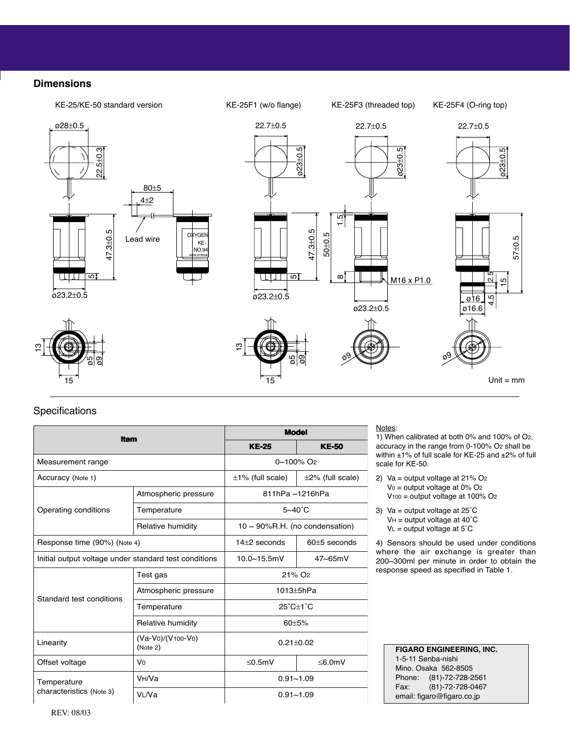## Dimensions

KE-25/KE-50 standard version

KE-25F1 (w/o flange)

KE-25F3 (threaded top)

KE-25F4 (O-ring top)

ø28±0.5

22.5±0.3

80±5

4±2

Lead wire

OXYGEN KE- NO.94

47.3±0.5

5

ø23.2±0.5

13

15

ø5

ø9

22.7±0.5

ø23±0.5

47.3±0.5

50±0.5

5

ø23.2±0.5

13

15

ø5

ø9

22.7±0.5

ø23±0.5

1.5

8

M16 x P1.0

ø23.2±0.5

ø9

22.7±0.5

ø23±0.5

57±0.5

2.5

15

4.5

ø16

ø16.6

ø9

Unit = mm

## Specifications

| Item | | Model | |
|---|---|---|---|
| | | KE-25 | KE-50 |
| Measurement range | | 0~100% $O_2$ | |
| Accuracy (Note 1) | | ±1% (full scale) | ±2% (full scale) |
| Operating conditions | Atmospheric pressure | 811hPa ~1216hPa | |
| | Temperature | 5~40˚C | |
| | Relative humidity | 10 ~ 90%R.H. (no condensation) | |
| Response time (90%) (Note 4) | | 14±2 seconds | 60±5 seconds |
| Initial output voltage under standard test conditions | | 10.0~15.5mV | 47~65mV |
| Standard test conditions | Test gas | 21% $O_2$ | |
| | Atmospheric pressure | 1013±5hPa | |
| | Temperature | 25˚C±1˚C | |
| | Relative humidity | 60±5% | |
| Linearity | $(V_a-V_0)/(V_{100}-V_0)$ (Note 2) | 0.21±0.02 | |
| Offset voltage | $V_0$ | ≤0.5mV | ≤6.0mV |
| Temperature characteristics (Note 3) | $V_H/V_a$ | 0.91~1.09 | |
| | $V_L/V_a$ | 0.91~1.09 | |

Notes:

1) When calibrated at both 0% and 100% of $O_2$, accuracy in the range from 0-100% $O_2$ shall be within ±1% of full scale for KE-25 and ±2% of full scale for KE-50.

2) $V_a$ = output voltage at 21% $O_2$
$V_0$ = output voltage at 0% $O_2$
$V_{100}$ = output voltage at 100% $O_2$

3) $V_a$ = output voltage at 25˚C
$V_H$ = output voltage at 40˚C
$V_L$ = output voltage at 5˚C

4) Sensors should be used under conditions where the air exchange is greater than 200~300ml per minute in order to obtain the response speed as specified in Table 1.

**FIGARO ENGINEERING, INC.**
1-5-11 Senba-nishi
Mino. Osaka 562-8505
Phone: (81)-72-728-2561
Fax: (81)-72-728-0467
email: figaro@figaro.co.jp

REV: 08/03